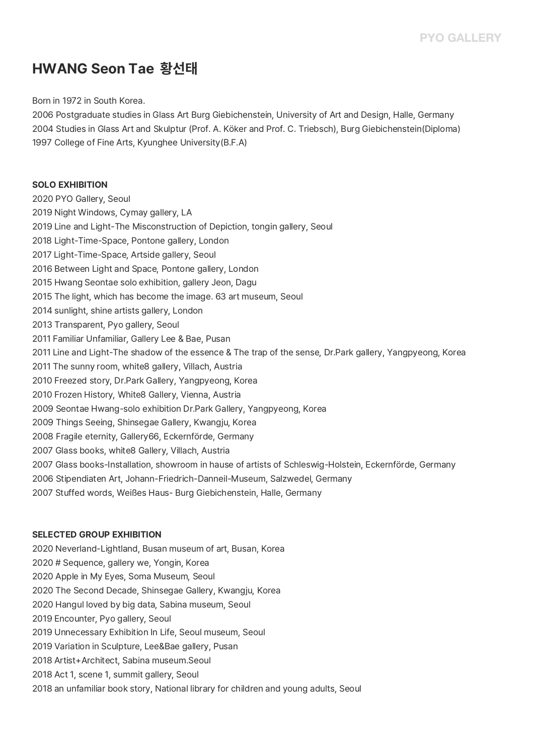# HWANG Seon Tae 황선태

Born in 1972 in South Korea.
2006 Postgraduate studies in Glass Art Burg Giebichenstein, University of Art and Design, Halle, Germany
2004 Studies in Glass Art and Skulptur (Prof. A. Köker and Prof. C. Triebsch), Burg Giebichenstein(Diploma)
1997 College of Fine Arts, Kyunghee University(B.F.A)

## SOLO EXHIBITION

2020 PYO Gallery, Seoul
2019 Night Windows, Cymay gallery, LA
2019 Line and Light-The Misconstruction of Depiction, tongin gallery, Seoul
2018 Light-Time-Space, Pontone gallery, London
2017 Light-Time-Space, Artside gallery, Seoul
2016 Between Light and Space, Pontone gallery, London
2015 Hwang Seontae solo exhibition, gallery Jeon, Dagu
2015 The light, which has become the image. 63 art museum, Seoul
2014 sunlight, shine artists gallery, London
2013 Transparent, Pyo gallery, Seoul
2011 Familiar Unfamiliar, Gallery Lee & Bae, Pusan
2011 Line and Light-The shadow of the essence & The trap of the sense, Dr.Park gallery, Yangpyeong, Korea
2011 The sunny room, white8 gallery, Villach, Austria
2010 Freezed story, Dr.Park Gallery, Yangpyeong, Korea
2010 Frozen History, White8 Gallery, Vienna, Austria
2009 Seontae Hwang-solo exhibition Dr.Park Gallery, Yangpyeong, Korea
2009 Things Seeing, Shinsegae Gallery, Kwangju, Korea
2008 Fragile eternity, Gallery66, Eckernförde, Germany
2007 Glass books, white8 Gallery, Villach, Austria
2007 Glass books-Installation, showroom in hause of artists of Schleswig-Holstein, Eckernförde, Germany
2006 Stipendiaten Art, Johann-Friedrich-Danneil-Museum, Salzwedel, Germany
2007 Stuffed words, Weißes Haus- Burg Giebichenstein, Halle, Germany

## SELECTED GROUP EXHIBITION

2020 Neverland-Lightland, Busan museum of art, Busan, Korea
2020 # Sequence, gallery we, Yongin, Korea
2020 Apple in My Eyes, Soma Museum, Seoul
2020 The Second Decade, Shinsegae Gallery, Kwangju, Korea
2020 Hangul loved by big data, Sabina museum, Seoul
2019 Encounter, Pyo gallery, Seoul
2019 Unnecessary Exhibition In Life, Seoul museum, Seoul
2019 Variation in Sculpture, Lee&Bae gallery, Pusan
2018 Artist+Architect, Sabina museum.Seoul
2018 Act 1, scene 1, summit gallery, Seoul
2018 an unfamiliar book story, National library for children and young adults, Seoul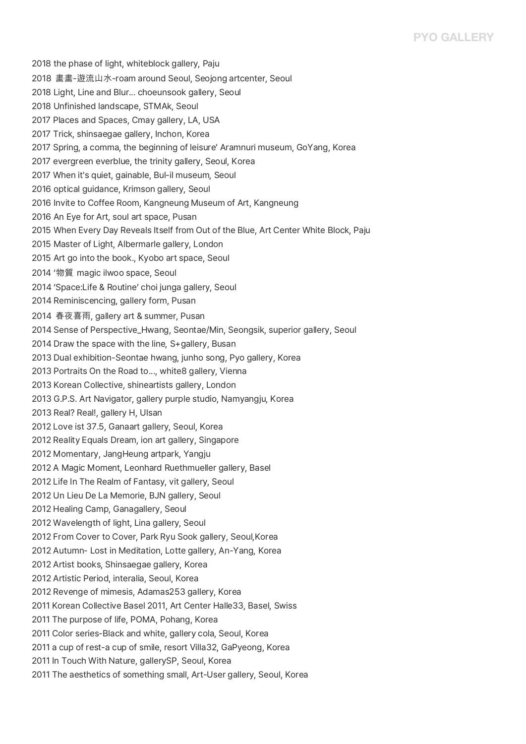2018 the phase of light, whiteblock gallery, Paju
2018 畵畵-遊流山水-roam around Seoul, Seojong artcenter, Seoul
2018 Light, Line and Blur... choeunsook gallery, Seoul
2018 Unfinished landscape, STMAk, Seoul
2017 Places and Spaces, Cmay gallery, LA, USA
2017 Trick, shinsaegae gallery, Inchon, Korea
2017 Spring, a comma, the beginning of leisure' Aramnuri museum, GoYang, Korea
2017 evergreen everblue, the trinity gallery, Seoul, Korea
2017 When it's quiet, gainable, Bul-il museum, Seoul
2016 optical guidance, Krimson gallery, Seoul
2016 Invite to Coffee Room, Kangneung Museum of Art, Kangneung
2016 An Eye for Art, soul art space, Pusan
2015 When Every Day Reveals Itself from Out of the Blue, Art Center White Block, Paju
2015 Master of Light, Albermarle gallery, London
2015 Art go into the book., Kyobo art space, Seoul
2014 '物質 magic ilwoo space, Seoul
2014 'Space:Life & Routine' choi junga gallery, Seoul
2014 Reminiscencing, gallery form, Pusan
2014 春夜喜雨, gallery art & summer, Pusan
2014 Sense of Perspective_Hwang, Seontae/Min, Seongsik, superior gallery, Seoul
2014 Draw the space with the line, S+gallery, Busan
2013 Dual exhibition-Seontae hwang, junho song, Pyo gallery, Korea
2013 Portraits On the Road to..., white8 gallery, Vienna
2013 Korean Collective, shineartists gallery, London
2013 G.P.S. Art Navigator, gallery purple studio, Namyangju, Korea
2013 Real? Real!, gallery H, Ulsan
2012 Love ist 37.5, Ganaart gallery, Seoul, Korea
2012 Reality Equals Dream, ion art gallery, Singapore
2012 Momentary, JangHeung artpark, Yangju
2012 A Magic Moment, Leonhard Ruethmueller gallery, Basel
2012 Life In The Realm of Fantasy, vit gallery, Seoul
2012 Un Lieu De La Memorie, BJN gallery, Seoul
2012 Healing Camp, Ganagallery, Seoul
2012 Wavelength of light, Lina gallery, Seoul
2012 From Cover to Cover, Park Ryu Sook gallery, Seoul,Korea
2012 Autumn- Lost in Meditation, Lotte gallery, An-Yang, Korea
2012 Artist books, Shinsaegae gallery, Korea
2012 Artistic Period, interalia, Seoul, Korea
2012 Revenge of mimesis, Adamas253 gallery, Korea
2011 Korean Collective Basel 2011, Art Center Halle33, Basel, Swiss
2011 The purpose of life, POMA, Pohang, Korea
2011 Color series-Black and white, gallery cola, Seoul, Korea
2011 a cup of rest-a cup of smile, resort Villa32, GaPyeong, Korea
2011 In Touch With Nature, gallerySP, Seoul, Korea
2011 The aesthetics of something small, Art-User gallery, Seoul, Korea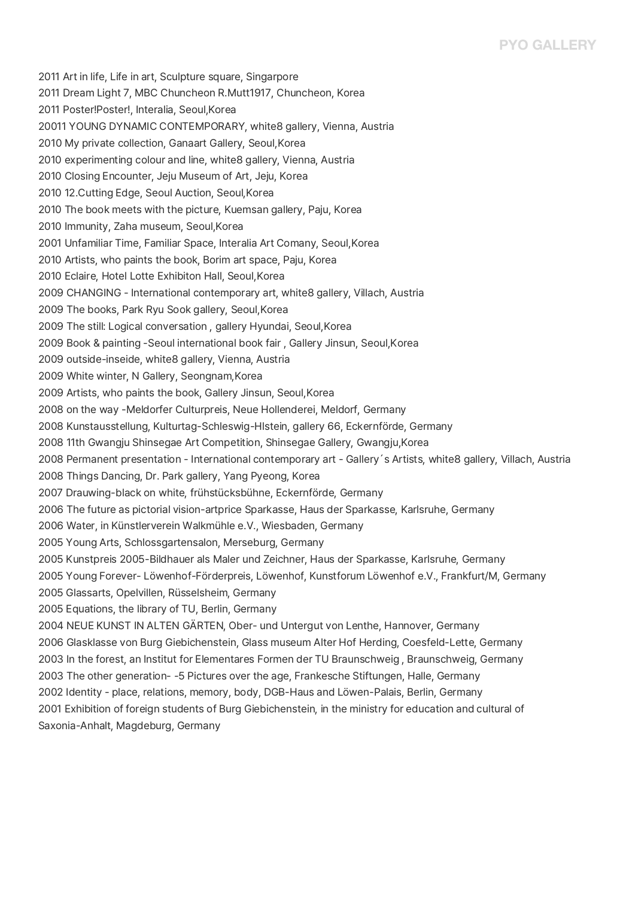2011 Art in life, Life in art, Sculpture square, Singarpore
2011 Dream Light 7, MBC Chuncheon R.Mutt1917, Chuncheon, Korea
2011 Poster!Poster!, Interalia, Seoul,Korea
20011 YOUNG DYNAMIC CONTEMPORARY, white8 gallery, Vienna, Austria
2010 My private collection, Ganaart Gallery, Seoul,Korea
2010 experimenting colour and line, white8 gallery, Vienna, Austria
2010 Closing Encounter, Jeju Museum of Art, Jeju, Korea
2010 12.Cutting Edge, Seoul Auction, Seoul,Korea
2010 The book meets with the picture, Kuemsan gallery, Paju, Korea
2010 Immunity, Zaha museum, Seoul,Korea
2001 Unfamiliar Time, Familiar Space, Interalia Art Comany, Seoul,Korea
2010 Artists, who paints the book, Borim art space, Paju, Korea
2010 Eclaire, Hotel Lotte Exhibiton Hall, Seoul,Korea
2009 CHANGING - International contemporary art, white8 gallery, Villach, Austria
2009 The books, Park Ryu Sook gallery, Seoul,Korea
2009 The still: Logical conversation , gallery Hyundai, Seoul,Korea
2009 Book & painting -Seoul international book fair , Gallery Jinsun, Seoul,Korea
2009 outside-inseide, white8 gallery, Vienna, Austria
2009 White winter, N Gallery, Seongnam,Korea
2009 Artists, who paints the book, Gallery Jinsun, Seoul,Korea
2008 on the way -Meldorfer Culturpreis, Neue Hollenderei, Meldorf, Germany
2008 Kunstausstellung, Kulturtag-Schleswig-Hlstein, gallery 66, Eckernförde, Germany
2008 11th Gwangju Shinsegae Art Competition, Shinsegae Gallery, Gwangju,Korea
2008 Permanent presentation - International contemporary art - Gallery´s Artists, white8 gallery, Villach, Austria
2008 Things Dancing, Dr. Park gallery, Yang Pyeong, Korea
2007 Drauwing-black on white, frühstücksbühne, Eckernförde, Germany
2006 The future as pictorial vision-artprice Sparkasse, Haus der Sparkasse, Karlsruhe, Germany
2006 Water, in Künstlerverein Walkmühle e.V., Wiesbaden, Germany
2005 Young Arts, Schlossgartensalon, Merseburg, Germany
2005 Kunstpreis 2005-Bildhauer als Maler und Zeichner, Haus der Sparkasse, Karlsruhe, Germany
2005 Young Forever- Löwenhof-Förderpreis, Löwenhof, Kunstforum Löwenhof e.V., Frankfurt/M, Germany
2005 Glassarts, Opelvillen, Rüsselsheim, Germany
2005 Equations, the library of TU, Berlin, Germany
2004 NEUE KUNST IN ALTEN GÄRTEN, Ober- und Untergut von Lenthe, Hannover, Germany
2006 Glasklasse von Burg Giebichenstein, Glass museum Alter Hof Herding, Coesfeld-Lette, Germany
2003 In the forest, an Institut for Elementares Formen der TU Braunschweig , Braunschweig, Germany
2003 The other generation- -5 Pictures over the age, Frankesche Stiftungen, Halle, Germany
2002 Identity - place, relations, memory, body, DGB-Haus and Löwen-Palais, Berlin, Germany
2001 Exhibition of foreign students of Burg Giebichenstein, in the ministry for education and cultural of Saxonia-Anhalt, Magdeburg, Germany